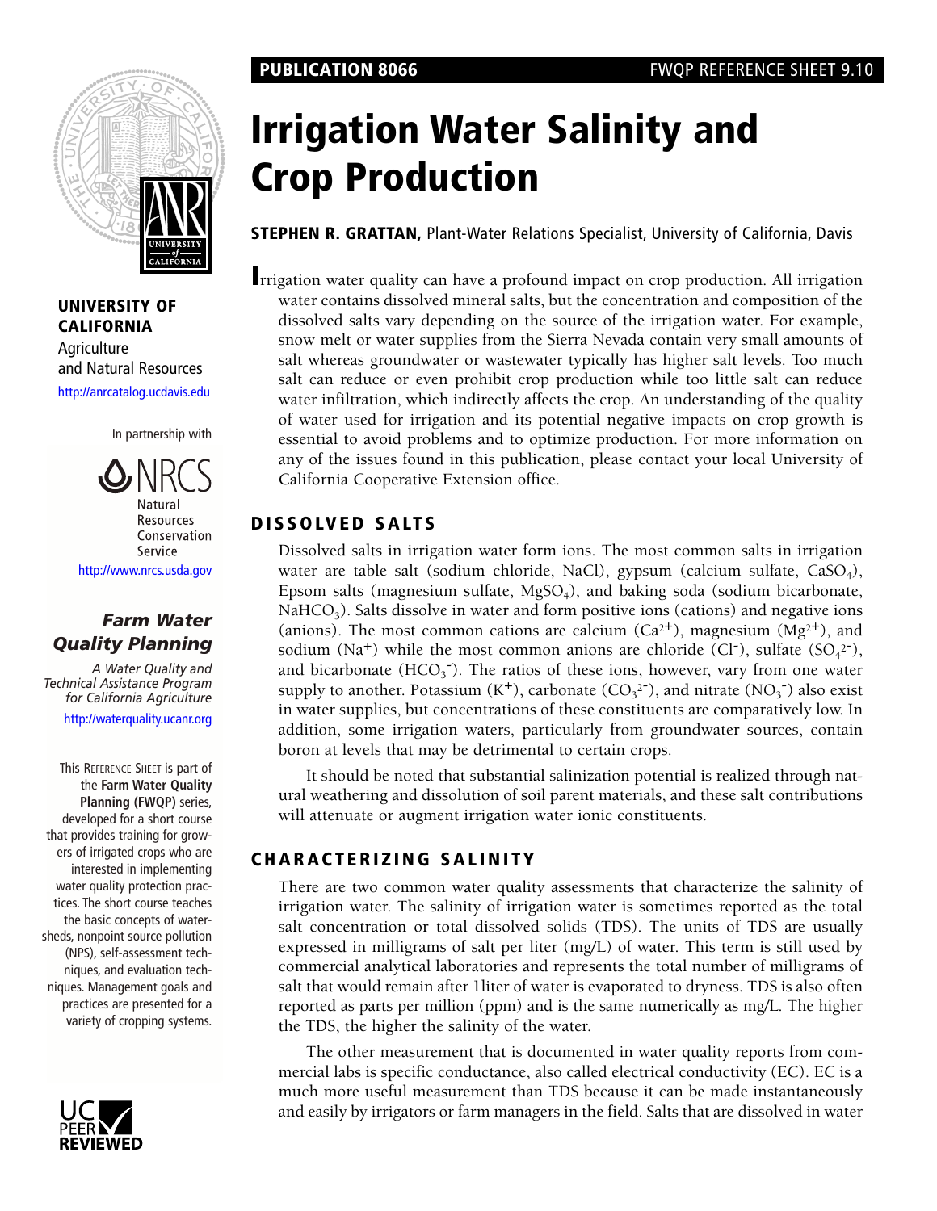PUBLICATION 8066

FWQP REFERENCE SHEET 9.10

# Irrigation Water Salinity and Crop Production

**STEPHEN R. GRATTAN,** Plant-Water Relations Specialist, University of California, Davis

**UNIVERSITY OF CALIFORNIA**
Agriculture and Natural Resources
http://anrcatalog.ucdavis.edu

In partnership with

NRCS
Natural Resources Conservation Service
http://www.nrcs.usda.gov

***Farm Water Quality Planning***

*A Water Quality and Technical Assistance Program for California Agriculture*
http://waterquality.ucanr.org

This Reference Sheet is part of the **Farm Water Quality Planning (FWQP)** series, developed for a short course that provides training for growers of irrigated crops who are interested in implementing water quality protection practices. The short course teaches the basic concepts of watersheds, nonpoint source pollution (NPS), self-assessment techniques, and evaluation techniques. Management goals and practices are presented for a variety of cropping systems.

UC PEER REVIEWED

Irrigation water quality can have a profound impact on crop production. All irrigation water contains dissolved mineral salts, but the concentration and composition of the dissolved salts vary depending on the source of the irrigation water. For example, snow melt or water supplies from the Sierra Nevada contain very small amounts of salt whereas groundwater or wastewater typically has higher salt levels. Too much salt can reduce or even prohibit crop production while too little salt can reduce water infiltration, which indirectly affects the crop. An understanding of the quality of water used for irrigation and its potential negative impacts on crop growth is essential to avoid problems and to optimize production. For more information on any of the issues found in this publication, please contact your local University of California Cooperative Extension office.

## DISSOLVED SALTS

Dissolved salts in irrigation water form ions. The most common salts in irrigation water are table salt (sodium chloride, NaCl), gypsum (calcium sulfate, $CaSO_4$), Epsom salts (magnesium sulfate, $MgSO_4$), and baking soda (sodium bicarbonate, $NaHCO_3$). Salts dissolve in water and form positive ions (cations) and negative ions (anions). The most common cations are calcium ($Ca^{2+}$), magnesium ($Mg^{2+}$), and sodium ($Na^{+}$) while the most common anions are chloride ($Cl^{-}$), sulfate ($SO_4^{2-}$), and bicarbonate ($HCO_3^{-}$). The ratios of these ions, however, vary from one water supply to another. Potassium ($K^{+}$), carbonate ($CO_3^{2-}$), and nitrate ($NO_3^{-}$) also exist in water supplies, but concentrations of these constituents are comparatively low. In addition, some irrigation waters, particularly from groundwater sources, contain boron at levels that may be detrimental to certain crops.

It should be noted that substantial salinization potential is realized through natural weathering and dissolution of soil parent materials, and these salt contributions will attenuate or augment irrigation water ionic constituents.

## CHARACTERIZING SALINITY

There are two common water quality assessments that characterize the salinity of irrigation water. The salinity of irrigation water is sometimes reported as the total salt concentration or total dissolved solids (TDS). The units of TDS are usually expressed in milligrams of salt per liter (mg/L) of water. This term is still used by commercial analytical laboratories and represents the total number of milligrams of salt that would remain after 1liter of water is evaporated to dryness. TDS is also often reported as parts per million (ppm) and is the same numerically as mg/L. The higher the TDS, the higher the salinity of the water.

The other measurement that is documented in water quality reports from commercial labs is specific conductance, also called electrical conductivity (EC). EC is a much more useful measurement than TDS because it can be made instantaneously and easily by irrigators or farm managers in the field. Salts that are dissolved in water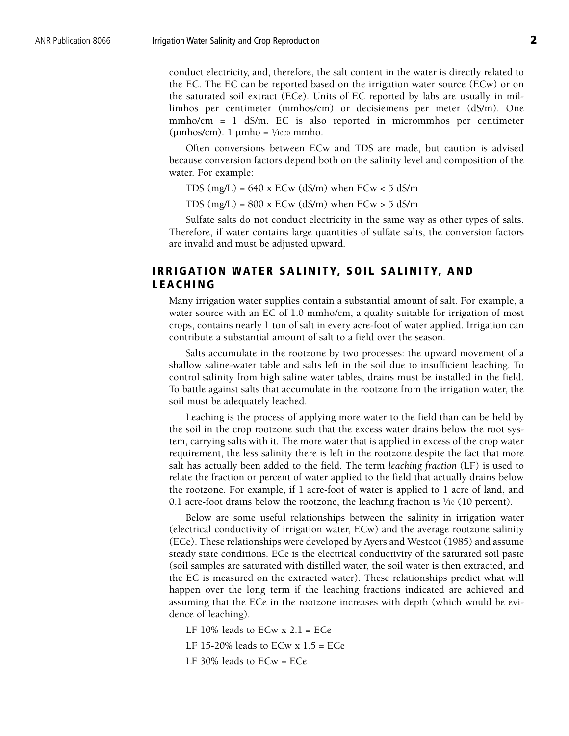conduct electricity, and, therefore, the salt content in the water is directly related to the EC. The EC can be reported based on the irrigation water source (ECw) or on the saturated soil extract (ECe). Units of EC reported by labs are usually in millimhos per centimeter (mmhos/cm) or decisiemens per meter (dS/m). One mmho/cm = 1 dS/m. EC is also reported in micrommhos per centimeter (µmhos/cm). 1 µmho = $^1/_{1000}$ mmho.

Often conversions between ECw and TDS are made, but caution is advised because conversion factors depend both on the salinity level and composition of the water. For example:

TDS (mg/L) = 640 x ECw (dS/m) when ECw < 5 dS/m

TDS (mg/L) = 800 x ECw (dS/m) when ECw > 5 dS/m

Sulfate salts do not conduct electricity in the same way as other types of salts. Therefore, if water contains large quantities of sulfate salts, the conversion factors are invalid and must be adjusted upward.

## IRRIGATION WATER SALINITY, SOIL SALINITY, AND LEACHING

Many irrigation water supplies contain a substantial amount of salt. For example, a water source with an EC of 1.0 mmho/cm, a quality suitable for irrigation of most crops, contains nearly 1 ton of salt in every acre-foot of water applied. Irrigation can contribute a substantial amount of salt to a field over the season.

Salts accumulate in the rootzone by two processes: the upward movement of a shallow saline-water table and salts left in the soil due to insufficient leaching. To control salinity from high saline water tables, drains must be installed in the field. To battle against salts that accumulate in the rootzone from the irrigation water, the soil must be adequately leached.

Leaching is the process of applying more water to the field than can be held by the soil in the crop rootzone such that the excess water drains below the root system, carrying salts with it. The more water that is applied in excess of the crop water requirement, the less salinity there is left in the rootzone despite the fact that more salt has actually been added to the field. The term *leaching fraction* (LF) is used to relate the fraction or percent of water applied to the field that actually drains below the rootzone. For example, if 1 acre-foot of water is applied to 1 acre of land, and 0.1 acre-foot drains below the rootzone, the leaching fraction is $^1/_{10}$ (10 percent).

Below are some useful relationships between the salinity in irrigation water (electrical conductivity of irrigation water, ECw) and the average rootzone salinity (ECe). These relationships were developed by Ayers and Westcot (1985) and assume steady state conditions. ECe is the electrical conductivity of the saturated soil paste (soil samples are saturated with distilled water, the soil water is then extracted, and the EC is measured on the extracted water). These relationships predict what will happen over the long term if the leaching fractions indicated are achieved and assuming that the ECe in the rootzone increases with depth (which would be evidence of leaching).

LF 10% leads to ECw x 2.1 = ECe

LF 15-20% leads to ECw x 1.5 = ECe

LF 30% leads to ECw = ECe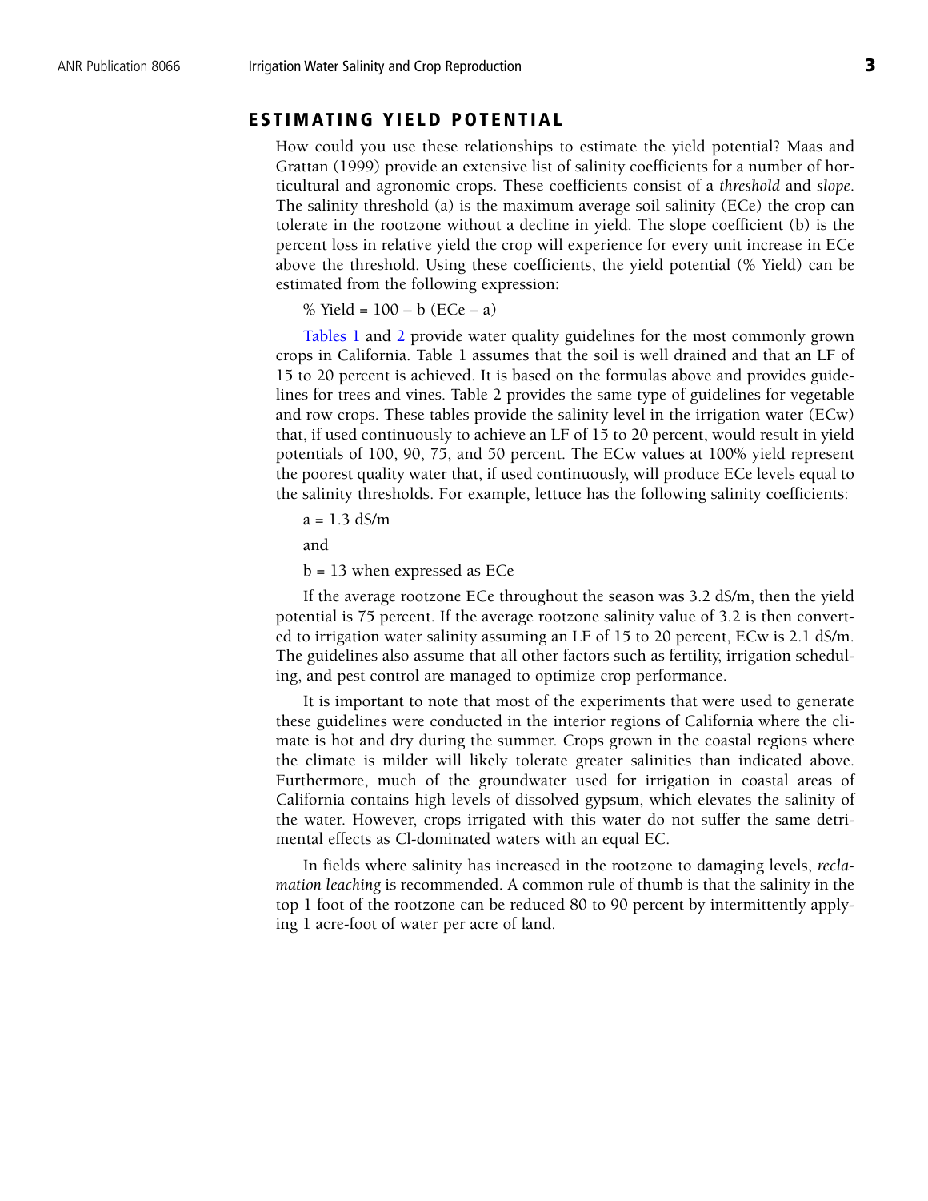## ESTIMATING YIELD POTENTIAL

How could you use these relationships to estimate the yield potential? Maas and Grattan (1999) provide an extensive list of salinity coefficients for a number of horticultural and agronomic crops. These coefficients consist of a *threshold* and *slope*. The salinity threshold (a) is the maximum average soil salinity (ECe) the crop can tolerate in the rootzone without a decline in yield. The slope coefficient (b) is the percent loss in relative yield the crop will experience for every unit increase in ECe above the threshold. Using these coefficients, the yield potential (% Yield) can be estimated from the following expression:

$$\% \text{ Yield} = 100 - b\,(ECe - a)$$

Tables 1 and 2 provide water quality guidelines for the most commonly grown crops in California. Table 1 assumes that the soil is well drained and that an LF of 15 to 20 percent is achieved. It is based on the formulas above and provides guidelines for trees and vines. Table 2 provides the same type of guidelines for vegetable and row crops. These tables provide the salinity level in the irrigation water (ECw) that, if used continuously to achieve an LF of 15 to 20 percent, would result in yield potentials of 100, 90, 75, and 50 percent. The ECw values at 100% yield represent the poorest quality water that, if used continuously, will produce ECe levels equal to the salinity thresholds. For example, lettuce has the following salinity coefficients:

$a = 1.3$ dS/m

and

$b = 13$ when expressed as ECe

If the average rootzone ECe throughout the season was 3.2 dS/m, then the yield potential is 75 percent. If the average rootzone salinity value of 3.2 is then converted to irrigation water salinity assuming an LF of 15 to 20 percent, ECw is 2.1 dS/m. The guidelines also assume that all other factors such as fertility, irrigation scheduling, and pest control are managed to optimize crop performance.

It is important to note that most of the experiments that were used to generate these guidelines were conducted in the interior regions of California where the climate is hot and dry during the summer. Crops grown in the coastal regions where the climate is milder will likely tolerate greater salinities than indicated above. Furthermore, much of the groundwater used for irrigation in coastal areas of California contains high levels of dissolved gypsum, which elevates the salinity of the water. However, crops irrigated with this water do not suffer the same detrimental effects as Cl-dominated waters with an equal EC.

In fields where salinity has increased in the rootzone to damaging levels, *reclamation leaching* is recommended. A common rule of thumb is that the salinity in the top 1 foot of the rootzone can be reduced 80 to 90 percent by intermittently applying 1 acre-foot of water per acre of land.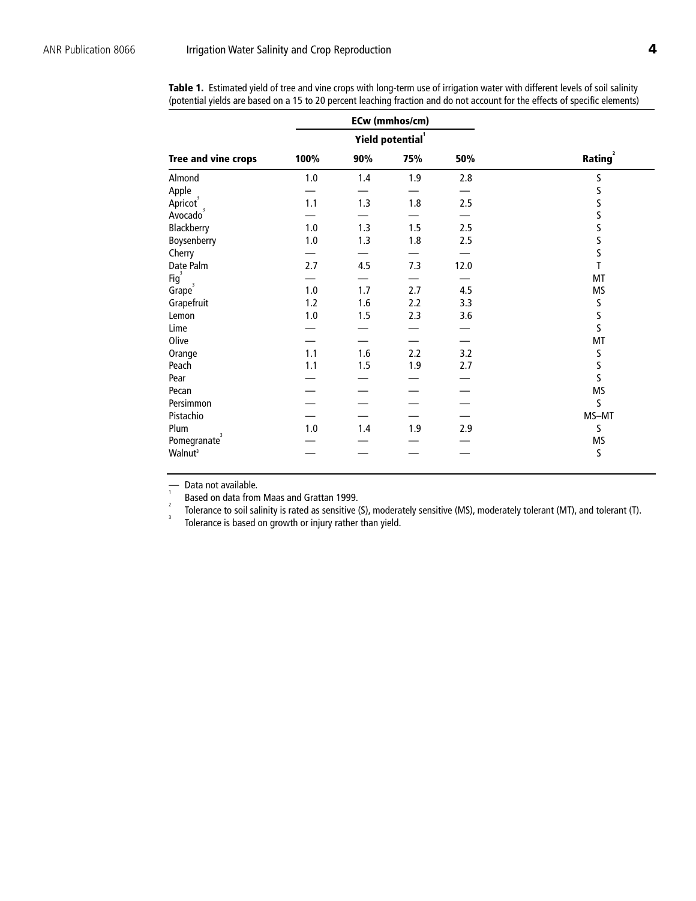**Table 1.** Estimated yield of tree and vine crops with long-term use of irrigation water with different levels of soil salinity (potential yields are based on a 15 to 20 percent leaching fraction and do not account for the effects of specific elements)

| | ECw (mmhos/cm) | | | | |
|---|---|---|---|---|---|
| | Yield potential[1] | | | | |
| Tree and vine crops | 100% | 90% | 75% | 50% | Rating[2] |
| Almond | 1.0 | 1.4 | 1.9 | 2.8 | S |
| Apple | — | — | — | — | S |
| Apricot[3] | 1.1 | 1.3 | 1.8 | 2.5 | S |
| Avocado[3] | — | — | — | — | S |
| Blackberry | 1.0 | 1.3 | 1.5 | 2.5 | S |
| Boysenberry | 1.0 | 1.3 | 1.8 | 2.5 | S |
| Cherry | — | — | — | — | S |
| Date Palm | 2.7 | 4.5 | 7.3 | 12.0 | T |
| Fig[3] | — | — | — | — | MT |
| Grape[3] | 1.0 | 1.7 | 2.7 | 4.5 | MS |
| Grapefruit | 1.2 | 1.6 | 2.2 | 3.3 | S |
| Lemon | 1.0 | 1.5 | 2.3 | 3.6 | S |
| Lime | — | — | — | — | S |
| Olive | — | — | — | — | MT |
| Orange | 1.1 | 1.6 | 2.2 | 3.2 | S |
| Peach | 1.1 | 1.5 | 1.9 | 2.7 | S |
| Pear | — | — | — | — | S |
| Pecan | — | — | — | — | MS |
| Persimmon | — | — | — | — | S |
| Pistachio | — | — | — | — | MS–MT |
| Plum | 1.0 | 1.4 | 1.9 | 2.9 | S |
| Pomegranate[3] | — | — | — | — | MS |
| Walnut[3] | — | — | — | — | S |

— Data not available.

[1] Based on data from Maas and Grattan 1999.

[2] Tolerance to soil salinity is rated as sensitive (S), moderately sensitive (MS), moderately tolerant (MT), and tolerant (T).

[3] Tolerance is based on growth or injury rather than yield.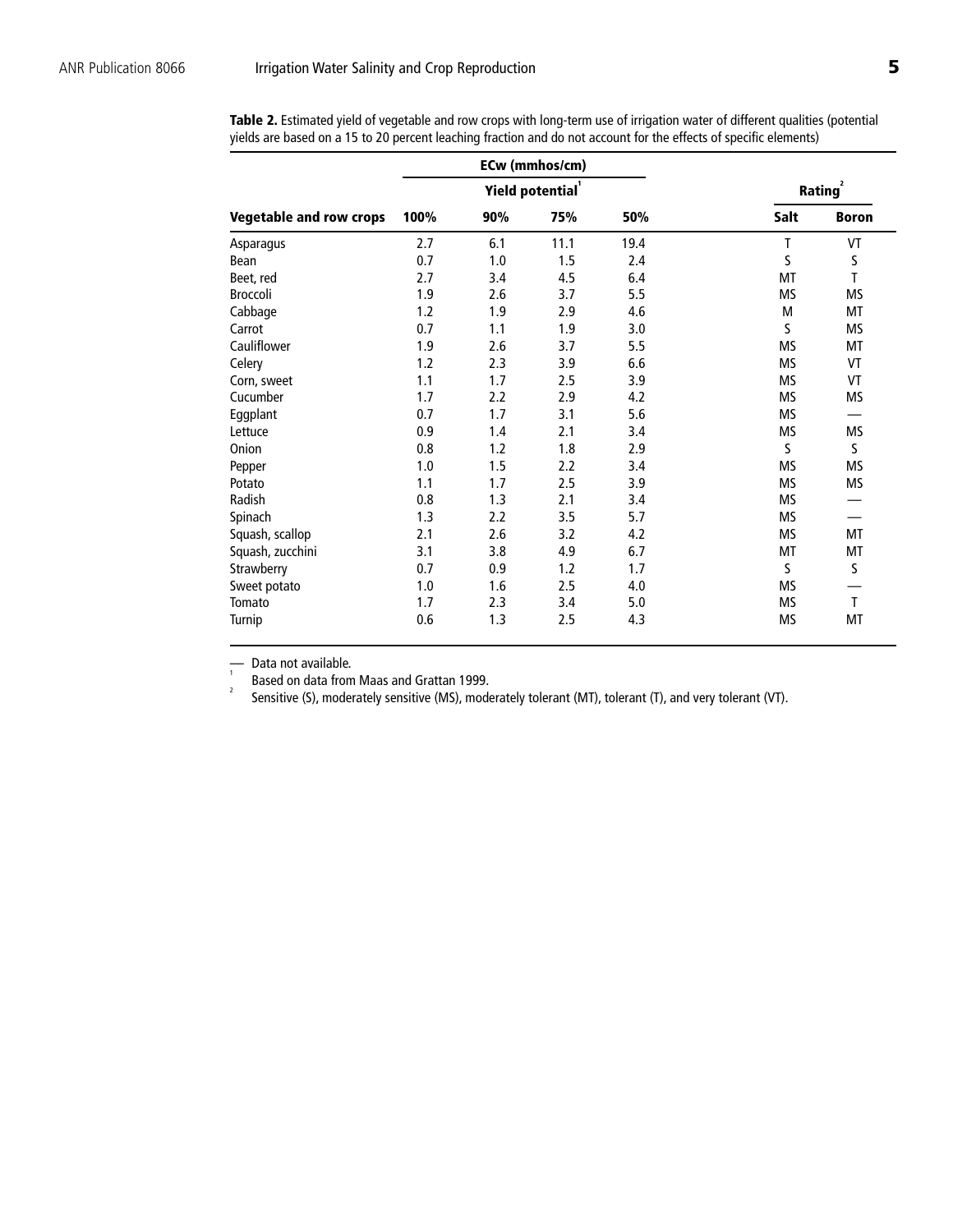**Table 2.** Estimated yield of vegetable and row crops with long-term use of irrigation water of different qualities (potential yields are based on a 15 to 20 percent leaching fraction and do not account for the effects of specific elements)

| | ECw (mmhos/cm) | | | | | |
|---|---|---|---|---|---|---|
| | Yield potential[1] | | | | Rating[2] | |
| **Vegetable and row crops** | **100%** | **90%** | **75%** | **50%** | **Salt** | **Boron** |
| Asparagus | 2.7 | 6.1 | 11.1 | 19.4 | T | VT |
| Bean | 0.7 | 1.0 | 1.5 | 2.4 | S | S |
| Beet, red | 2.7 | 3.4 | 4.5 | 6.4 | MT | T |
| Broccoli | 1.9 | 2.6 | 3.7 | 5.5 | MS | MS |
| Cabbage | 1.2 | 1.9 | 2.9 | 4.6 | M | MT |
| Carrot | 0.7 | 1.1 | 1.9 | 3.0 | S | MS |
| Cauliflower | 1.9 | 2.6 | 3.7 | 5.5 | MS | MT |
| Celery | 1.2 | 2.3 | 3.9 | 6.6 | MS | VT |
| Corn, sweet | 1.1 | 1.7 | 2.5 | 3.9 | MS | VT |
| Cucumber | 1.7 | 2.2 | 2.9 | 4.2 | MS | MS |
| Eggplant | 0.7 | 1.7 | 3.1 | 5.6 | MS | — |
| Lettuce | 0.9 | 1.4 | 2.1 | 3.4 | MS | MS |
| Onion | 0.8 | 1.2 | 1.8 | 2.9 | S | S |
| Pepper | 1.0 | 1.5 | 2.2 | 3.4 | MS | MS |
| Potato | 1.1 | 1.7 | 2.5 | 3.9 | MS | MS |
| Radish | 0.8 | 1.3 | 2.1 | 3.4 | MS | — |
| Spinach | 1.3 | 2.2 | 3.5 | 5.7 | MS | — |
| Squash, scallop | 2.1 | 2.6 | 3.2 | 4.2 | MS | MT |
| Squash, zucchini | 3.1 | 3.8 | 4.9 | 6.7 | MT | MT |
| Strawberry | 0.7 | 0.9 | 1.2 | 1.7 | S | S |
| Sweet potato | 1.0 | 1.6 | 2.5 | 4.0 | MS | — |
| Tomato | 1.7 | 2.3 | 3.4 | 5.0 | MS | T |
| Turnip | 0.6 | 1.3 | 2.5 | 4.3 | MS | MT |

— Data not available.

[1] Based on data from Maas and Grattan 1999.

[2] Sensitive (S), moderately sensitive (MS), moderately tolerant (MT), tolerant (T), and very tolerant (VT).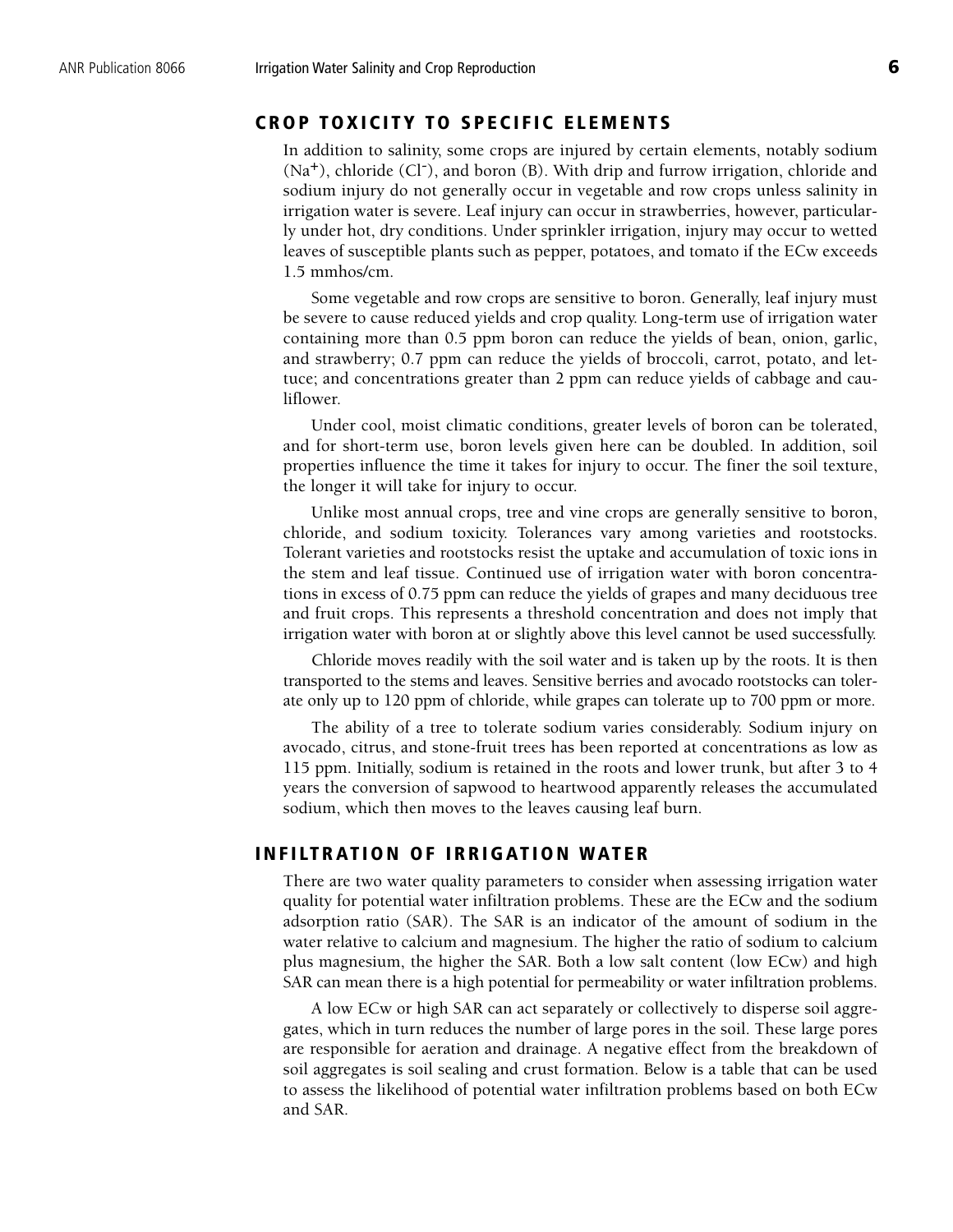## CROP TOXICITY TO SPECIFIC ELEMENTS

In addition to salinity, some crops are injured by certain elements, notably sodium ($Na^+$), chloride ($Cl^-$), and boron (B). With drip and furrow irrigation, chloride and sodium injury do not generally occur in vegetable and row crops unless salinity in irrigation water is severe. Leaf injury can occur in strawberries, however, particularly under hot, dry conditions. Under sprinkler irrigation, injury may occur to wetted leaves of susceptible plants such as pepper, potatoes, and tomato if the ECw exceeds 1.5 mmhos/cm.

Some vegetable and row crops are sensitive to boron. Generally, leaf injury must be severe to cause reduced yields and crop quality. Long-term use of irrigation water containing more than 0.5 ppm boron can reduce the yields of bean, onion, garlic, and strawberry; 0.7 ppm can reduce the yields of broccoli, carrot, potato, and lettuce; and concentrations greater than 2 ppm can reduce yields of cabbage and cauliflower.

Under cool, moist climatic conditions, greater levels of boron can be tolerated, and for short-term use, boron levels given here can be doubled. In addition, soil properties influence the time it takes for injury to occur. The finer the soil texture, the longer it will take for injury to occur.

Unlike most annual crops, tree and vine crops are generally sensitive to boron, chloride, and sodium toxicity. Tolerances vary among varieties and rootstocks. Tolerant varieties and rootstocks resist the uptake and accumulation of toxic ions in the stem and leaf tissue. Continued use of irrigation water with boron concentrations in excess of 0.75 ppm can reduce the yields of grapes and many deciduous tree and fruit crops. This represents a threshold concentration and does not imply that irrigation water with boron at or slightly above this level cannot be used successfully.

Chloride moves readily with the soil water and is taken up by the roots. It is then transported to the stems and leaves. Sensitive berries and avocado rootstocks can tolerate only up to 120 ppm of chloride, while grapes can tolerate up to 700 ppm or more.

The ability of a tree to tolerate sodium varies considerably. Sodium injury on avocado, citrus, and stone-fruit trees has been reported at concentrations as low as 115 ppm. Initially, sodium is retained in the roots and lower trunk, but after 3 to 4 years the conversion of sapwood to heartwood apparently releases the accumulated sodium, which then moves to the leaves causing leaf burn.

## INFILTRATION OF IRRIGATION WATER

There are two water quality parameters to consider when assessing irrigation water quality for potential water infiltration problems. These are the ECw and the sodium adsorption ratio (SAR). The SAR is an indicator of the amount of sodium in the water relative to calcium and magnesium. The higher the ratio of sodium to calcium plus magnesium, the higher the SAR. Both a low salt content (low ECw) and high SAR can mean there is a high potential for permeability or water infiltration problems.

A low ECw or high SAR can act separately or collectively to disperse soil aggregates, which in turn reduces the number of large pores in the soil. These large pores are responsible for aeration and drainage. A negative effect from the breakdown of soil aggregates is soil sealing and crust formation. Below is a table that can be used to assess the likelihood of potential water infiltration problems based on both ECw and SAR.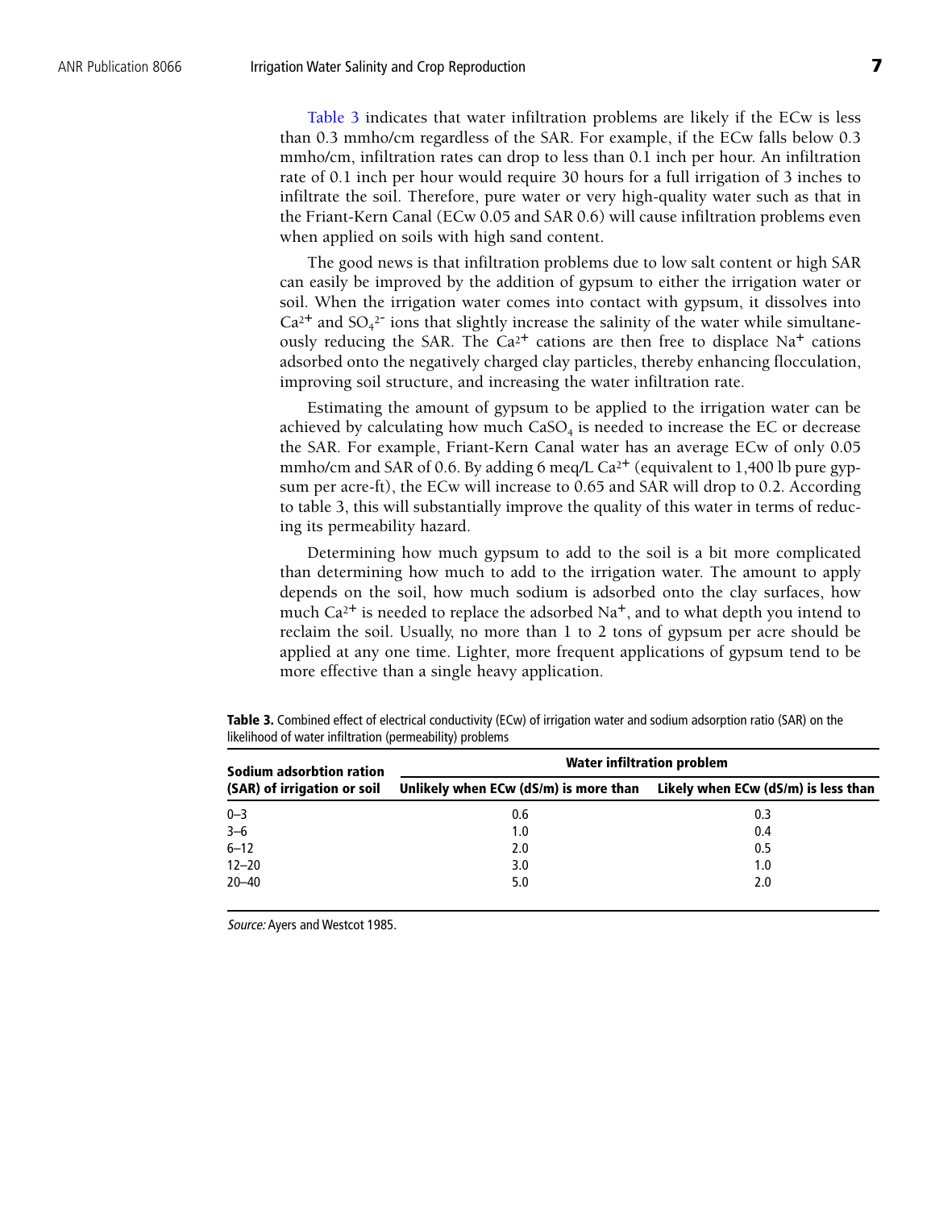Table 3 indicates that water infiltration problems are likely if the ECw is less than 0.3 mmho/cm regardless of the SAR. For example, if the ECw falls below 0.3 mmho/cm, infiltration rates can drop to less than 0.1 inch per hour. An infiltration rate of 0.1 inch per hour would require 30 hours for a full irrigation of 3 inches to infiltrate the soil. Therefore, pure water or very high-quality water such as that in the Friant-Kern Canal (ECw 0.05 and SAR 0.6) will cause infiltration problems even when applied on soils with high sand content.

The good news is that infiltration problems due to low salt content or high SAR can easily be improved by the addition of gypsum to either the irrigation water or soil. When the irrigation water comes into contact with gypsum, it dissolves into $Ca^{2+}$ and $SO_4^{2-}$ ions that slightly increase the salinity of the water while simultaneously reducing the SAR. The $Ca^{2+}$ cations are then free to displace $Na^{+}$ cations adsorbed onto the negatively charged clay particles, thereby enhancing flocculation, improving soil structure, and increasing the water infiltration rate.

Estimating the amount of gypsum to be applied to the irrigation water can be achieved by calculating how much $CaSO_4$ is needed to increase the EC or decrease the SAR. For example, Friant-Kern Canal water has an average ECw of only 0.05 mmho/cm and SAR of 0.6. By adding 6 meq/L $Ca^{2+}$ (equivalent to 1,400 lb pure gypsum per acre-ft), the ECw will increase to 0.65 and SAR will drop to 0.2. According to table 3, this will substantially improve the quality of this water in terms of reducing its permeability hazard.

Determining how much gypsum to add to the soil is a bit more complicated than determining how much to add to the irrigation water. The amount to apply depends on the soil, how much sodium is adsorbed onto the clay surfaces, how much $Ca^{2+}$ is needed to replace the adsorbed $Na^{+}$, and to what depth you intend to reclaim the soil. Usually, no more than 1 to 2 tons of gypsum per acre should be applied at any one time. Lighter, more frequent applications of gypsum tend to be more effective than a single heavy application.

**Table 3.** Combined effect of electrical conductivity (ECw) of irrigation water and sodium adsorption ratio (SAR) on the likelihood of water infiltration (permeability) problems

| Sodium adsorbtion ration (SAR) of irrigation or soil | Water infiltration problem | |
|---|---|---|
| | Unlikely when ECw (dS/m) is more than | Likely when ECw (dS/m) is less than |
| 0–3 | 0.6 | 0.3 |
| 3–6 | 1.0 | 0.4 |
| 6–12 | 2.0 | 0.5 |
| 12–20 | 3.0 | 1.0 |
| 20–40 | 5.0 | 2.0 |

*Source:* Ayers and Westcot 1985.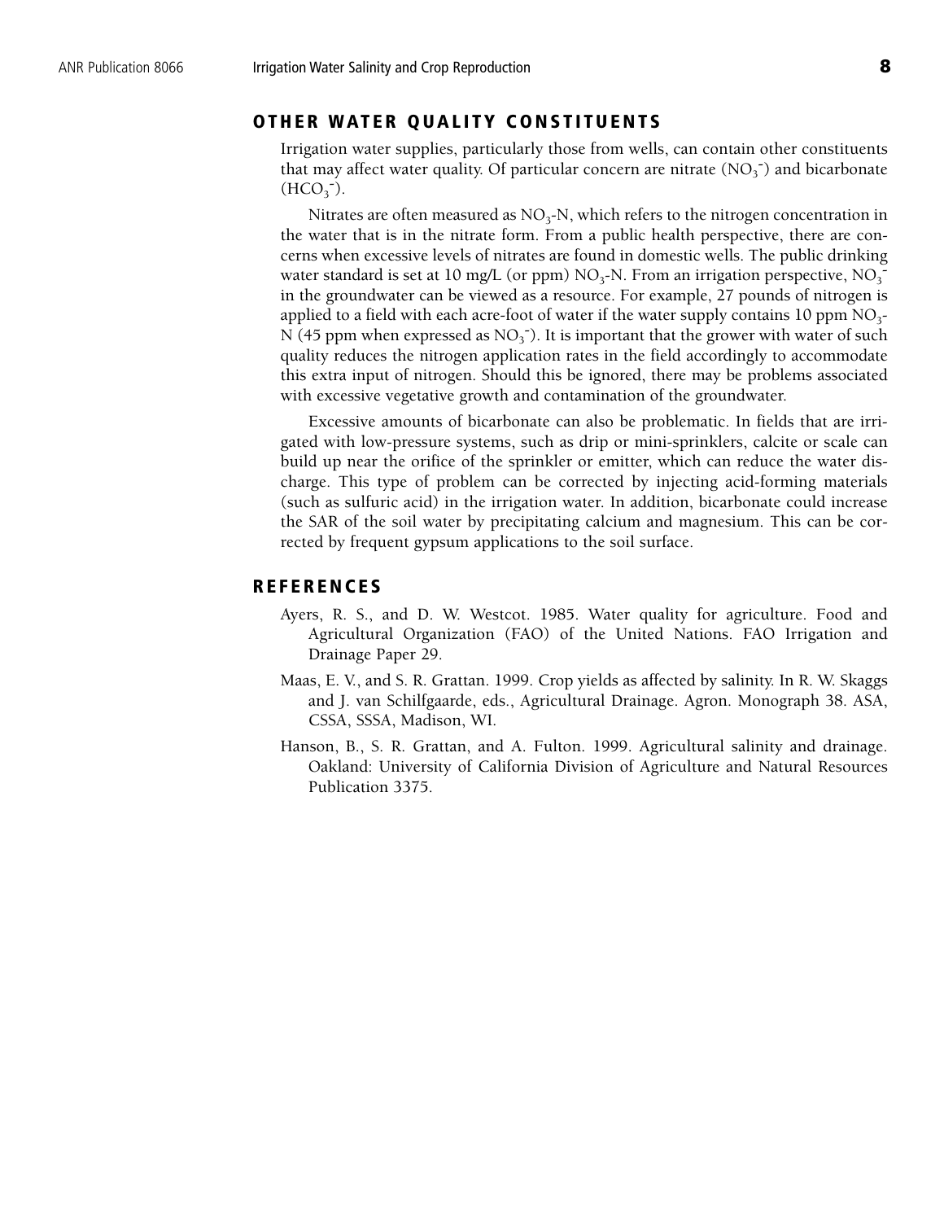## OTHER WATER QUALITY CONSTITUENTS

Irrigation water supplies, particularly those from wells, can contain other constituents that may affect water quality. Of particular concern are nitrate ($NO_3^-$) and bicarbonate ($HCO_3^-$).

Nitrates are often measured as $NO_3$-N, which refers to the nitrogen concentration in the water that is in the nitrate form. From a public health perspective, there are concerns when excessive levels of nitrates are found in domestic wells. The public drinking water standard is set at 10 mg/L (or ppm) $NO_3$-N. From an irrigation perspective, $NO_3^-$ in the groundwater can be viewed as a resource. For example, 27 pounds of nitrogen is applied to a field with each acre-foot of water if the water supply contains 10 ppm $NO_3$-N (45 ppm when expressed as $NO_3^-$). It is important that the grower with water of such quality reduces the nitrogen application rates in the field accordingly to accommodate this extra input of nitrogen. Should this be ignored, there may be problems associated with excessive vegetative growth and contamination of the groundwater.

Excessive amounts of bicarbonate can also be problematic. In fields that are irrigated with low-pressure systems, such as drip or mini-sprinklers, calcite or scale can build up near the orifice of the sprinkler or emitter, which can reduce the water discharge. This type of problem can be corrected by injecting acid-forming materials (such as sulfuric acid) in the irrigation water. In addition, bicarbonate could increase the SAR of the soil water by precipitating calcium and magnesium. This can be corrected by frequent gypsum applications to the soil surface.

## REFERENCES

Ayers, R. S., and D. W. Westcot. 1985. Water quality for agriculture. Food and Agricultural Organization (FAO) of the United Nations. FAO Irrigation and Drainage Paper 29.

Maas, E. V., and S. R. Grattan. 1999. Crop yields as affected by salinity. In R. W. Skaggs and J. van Schilfgaarde, eds., Agricultural Drainage. Agron. Monograph 38. ASA, CSSA, SSSA, Madison, WI.

Hanson, B., S. R. Grattan, and A. Fulton. 1999. Agricultural salinity and drainage. Oakland: University of California Division of Agriculture and Natural Resources Publication 3375.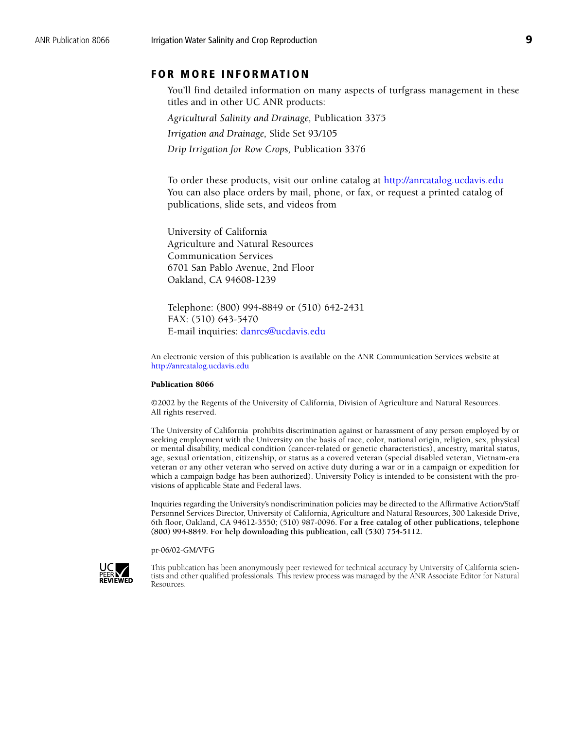## FOR MORE INFORMATION

You'll find detailed information on many aspects of turfgrass management in these titles and in other UC ANR products:

*Agricultural Salinity and Drainage,* Publication 3375

*Irrigation and Drainage,* Slide Set 93/105

*Drip Irrigation for Row Crops,* Publication 3376

To order these products, visit our online catalog at http://anrcatalog.ucdavis.edu You can also place orders by mail, phone, or fax, or request a printed catalog of publications, slide sets, and videos from

University of California
Agriculture and Natural Resources
Communication Services
6701 San Pablo Avenue, 2nd Floor
Oakland, CA 94608-1239

Telephone: (800) 994-8849 or (510) 642-2431
FAX: (510) 643-5470
E-mail inquiries: danrcs@ucdavis.edu

An electronic version of this publication is available on the ANR Communication Services website at http://anrcatalog.ucdavis.edu

**Publication 8066**

©2002 by the Regents of the University of California, Division of Agriculture and Natural Resources. All rights reserved.

The University of California prohibits discrimination against or harassment of any person employed by or seeking employment with the University on the basis of race, color, national origin, religion, sex, physical or mental disability, medical condition (cancer-related or genetic characteristics), ancestry, marital status, age, sexual orientation, citizenship, or status as a covered veteran (special disabled veteran, Vietnam-era veteran or any other veteran who served on active duty during a war or in a campaign or expedition for which a campaign badge has been authorized). University Policy is intended to be consistent with the provisions of applicable State and Federal laws.

Inquiries regarding the University's nondiscrimination policies may be directed to the Affirmative Action/Staff Personnel Services Director, University of California, Agriculture and Natural Resources, 300 Lakeside Drive, 6th floor, Oakland, CA 94612-3550; (510) 987-0096. **For a free catalog of other publications, telephone (800) 994-8849. For help downloading this publication, call (530) 754-5112.**

pr-06/02-GM/VFG

UC PEER REVIEWED

This publication has been anonymously peer reviewed for technical accuracy by University of California scientists and other qualified professionals. This review process was managed by the ANR Associate Editor for Natural Resources.